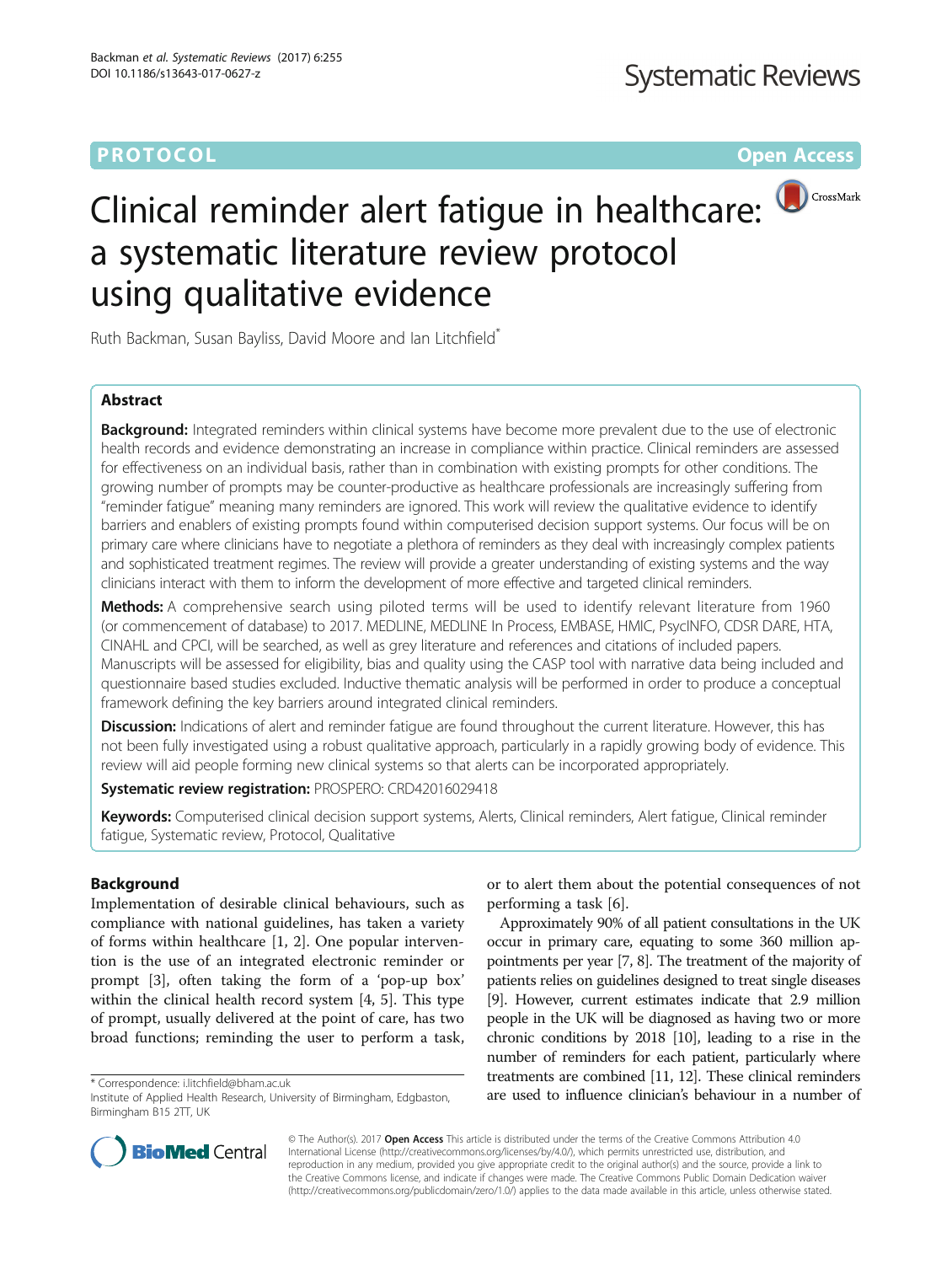**PROTOCOL** **Open Access**

# Clinical reminder alert fatigue in healthcare: a systematic literature review protocol using qualitative evidence

Ruth Backman, Susan Bayliss, David Moore and Ian Litchfield*

## Abstract

**Background:** Integrated reminders within clinical systems have become more prevalent due to the use of electronic health records and evidence demonstrating an increase in compliance within practice. Clinical reminders are assessed for effectiveness on an individual basis, rather than in combination with existing prompts for other conditions. The growing number of prompts may be counter-productive as healthcare professionals are increasingly suffering from "reminder fatigue" meaning many reminders are ignored. This work will review the qualitative evidence to identify barriers and enablers of existing prompts found within computerised decision support systems. Our focus will be on primary care where clinicians have to negotiate a plethora of reminders as they deal with increasingly complex patients and sophisticated treatment regimes. The review will provide a greater understanding of existing systems and the way clinicians interact with them to inform the development of more effective and targeted clinical reminders.

**Methods:** A comprehensive search using piloted terms will be used to identify relevant literature from 1960 (or commencement of database) to 2017. MEDLINE, MEDLINE In Process, EMBASE, HMIC, PsycINFO, CDSR DARE, HTA, CINAHL and CPCI, will be searched, as well as grey literature and references and citations of included papers. Manuscripts will be assessed for eligibility, bias and quality using the CASP tool with narrative data being included and questionnaire based studies excluded. Inductive thematic analysis will be performed in order to produce a conceptual framework defining the key barriers around integrated clinical reminders.

**Discussion:** Indications of alert and reminder fatigue are found throughout the current literature. However, this has not been fully investigated using a robust qualitative approach, particularly in a rapidly growing body of evidence. This review will aid people forming new clinical systems so that alerts can be incorporated appropriately.

**Systematic review registration:** PROSPERO: CRD42016029418

**Keywords:** Computerised clinical decision support systems, Alerts, Clinical reminders, Alert fatigue, Clinical reminder fatigue, Systematic review, Protocol, Qualitative

## Background

Implementation of desirable clinical behaviours, such as compliance with national guidelines, has taken a variety of forms within healthcare [1, 2]. One popular intervention is the use of an integrated electronic reminder or prompt [3], often taking the form of a 'pop-up box' within the clinical health record system [4, 5]. This type of prompt, usually delivered at the point of care, has two broad functions; reminding the user to perform a task, or to alert them about the potential consequences of not performing a task [6].

Approximately 90% of all patient consultations in the UK occur in primary care, equating to some 360 million appointments per year [7, 8]. The treatment of the majority of patients relies on guidelines designed to treat single diseases [9]. However, current estimates indicate that 2.9 million people in the UK will be diagnosed as having two or more chronic conditions by 2018 [10], leading to a rise in the number of reminders for each patient, particularly where treatments are combined [11, 12]. These clinical reminders are used to influence clinician's behaviour in a number of

* Correspondence: i.litchfield@bham.ac.uk
Institute of Applied Health Research, University of Birmingham, Edgbaston, Birmingham B15 2TT, UK

© The Author(s). 2017 **Open Access** This article is distributed under the terms of the Creative Commons Attribution 4.0 International License (http://creativecommons.org/licenses/by/4.0/), which permits unrestricted use, distribution, and reproduction in any medium, provided you give appropriate credit to the original author(s) and the source, provide a link to the Creative Commons license, and indicate if changes were made. The Creative Commons Public Domain Dedication waiver (http://creativecommons.org/publicdomain/zero/1.0/) applies to the data made available in this article, unless otherwise stated.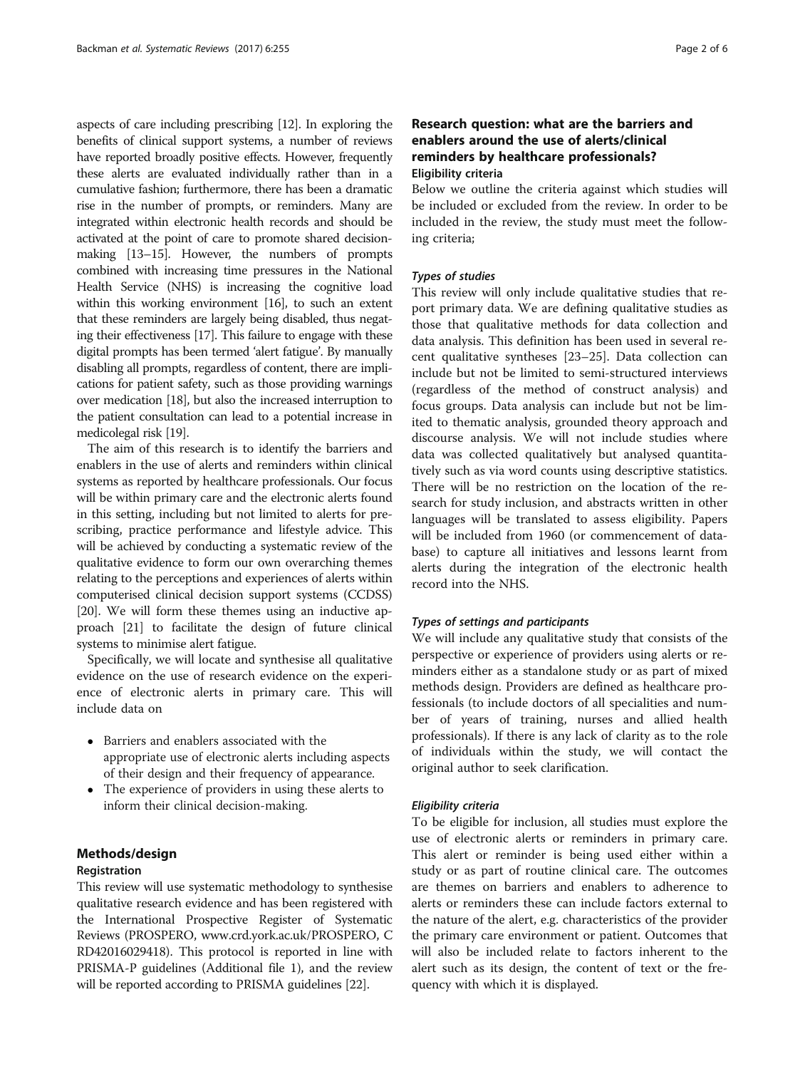aspects of care including prescribing [12]. In exploring the benefits of clinical support systems, a number of reviews have reported broadly positive effects. However, frequently these alerts are evaluated individually rather than in a cumulative fashion; furthermore, there has been a dramatic rise in the number of prompts, or reminders. Many are integrated within electronic health records and should be activated at the point of care to promote shared decision-making [13–15]. However, the numbers of prompts combined with increasing time pressures in the National Health Service (NHS) is increasing the cognitive load within this working environment [16], to such an extent that these reminders are largely being disabled, thus negating their effectiveness [17]. This failure to engage with these digital prompts has been termed 'alert fatigue'. By manually disabling all prompts, regardless of content, there are implications for patient safety, such as those providing warnings over medication [18], but also the increased interruption to the patient consultation can lead to a potential increase in medicolegal risk [19].

The aim of this research is to identify the barriers and enablers in the use of alerts and reminders within clinical systems as reported by healthcare professionals. Our focus will be within primary care and the electronic alerts found in this setting, including but not limited to alerts for prescribing, practice performance and lifestyle advice. This will be achieved by conducting a systematic review of the qualitative evidence to form our own overarching themes relating to the perceptions and experiences of alerts within computerised clinical decision support systems (CCDSS) [20]. We will form these themes using an inductive approach [21] to facilitate the design of future clinical systems to minimise alert fatigue.

Specifically, we will locate and synthesise all qualitative evidence on the use of research evidence on the experience of electronic alerts in primary care. This will include data on

- Barriers and enablers associated with the appropriate use of electronic alerts including aspects of their design and their frequency of appearance.
- The experience of providers in using these alerts to inform their clinical decision-making.

## Methods/design

### Registration

This review will use systematic methodology to synthesise qualitative research evidence and has been registered with the International Prospective Register of Systematic Reviews (PROSPERO, www.crd.york.ac.uk/PROSPERO, CRD42016029418). This protocol is reported in line with PRISMA-P guidelines (Additional file 1), and the review will be reported according to PRISMA guidelines [22].

## Research question: what are the barriers and enablers around the use of alerts/clinical reminders by healthcare professionals?

### Eligibility criteria

Below we outline the criteria against which studies will be included or excluded from the review. In order to be included in the review, the study must meet the following criteria;

#### *Types of studies*

This review will only include qualitative studies that report primary data. We are defining qualitative studies as those that qualitative methods for data collection and data analysis. This definition has been used in several recent qualitative syntheses [23–25]. Data collection can include but not be limited to semi-structured interviews (regardless of the method of construct analysis) and focus groups. Data analysis can include but not be limited to thematic analysis, grounded theory approach and discourse analysis. We will not include studies where data was collected qualitatively but analysed quantitatively such as via word counts using descriptive statistics. There will be no restriction on the location of the research for study inclusion, and abstracts written in other languages will be translated to assess eligibility. Papers will be included from 1960 (or commencement of database) to capture all initiatives and lessons learnt from alerts during the integration of the electronic health record into the NHS.

#### *Types of settings and participants*

We will include any qualitative study that consists of the perspective or experience of providers using alerts or reminders either as a standalone study or as part of mixed methods design. Providers are defined as healthcare professionals (to include doctors of all specialities and number of years of training, nurses and allied health professionals). If there is any lack of clarity as to the role of individuals within the study, we will contact the original author to seek clarification.

#### *Eligibility criteria*

To be eligible for inclusion, all studies must explore the use of electronic alerts or reminders in primary care. This alert or reminder is being used either within a study or as part of routine clinical care. The outcomes are themes on barriers and enablers to adherence to alerts or reminders these can include factors external to the nature of the alert, e.g. characteristics of the provider the primary care environment or patient. Outcomes that will also be included relate to factors inherent to the alert such as its design, the content of text or the frequency with which it is displayed.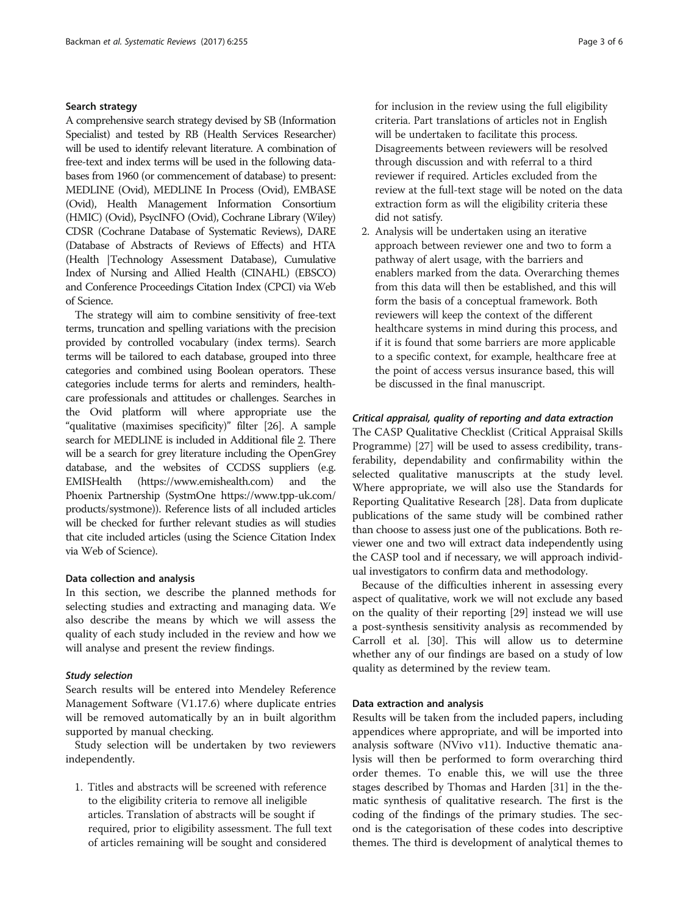### Search strategy

A comprehensive search strategy devised by SB (Information Specialist) and tested by RB (Health Services Researcher) will be used to identify relevant literature. A combination of free-text and index terms will be used in the following databases from 1960 (or commencement of database) to present: MEDLINE (Ovid), MEDLINE In Process (Ovid), EMBASE (Ovid), Health Management Information Consortium (HMIC) (Ovid), PsycINFO (Ovid), Cochrane Library (Wiley) CDSR (Cochrane Database of Systematic Reviews), DARE (Database of Abstracts of Reviews of Effects) and HTA (Health |Technology Assessment Database), Cumulative Index of Nursing and Allied Health (CINAHL) (EBSCO) and Conference Proceedings Citation Index (CPCI) via Web of Science.

The strategy will aim to combine sensitivity of free-text terms, truncation and spelling variations with the precision provided by controlled vocabulary (index terms). Search terms will be tailored to each database, grouped into three categories and combined using Boolean operators. These categories include terms for alerts and reminders, healthcare professionals and attitudes or challenges. Searches in the Ovid platform will where appropriate use the "qualitative (maximises specificity)" filter [26]. A sample search for MEDLINE is included in Additional file 2. There will be a search for grey literature including the OpenGrey database, and the websites of CCDSS suppliers (e.g. EMISHealth (https://www.emishealth.com) and the Phoenix Partnership (SystmOne https://www.tpp-uk.com/products/systmone)). Reference lists of all included articles will be checked for further relevant studies as will studies that cite included articles (using the Science Citation Index via Web of Science).

### Data collection and analysis

In this section, we describe the planned methods for selecting studies and extracting and managing data. We also describe the means by which we will assess the quality of each study included in the review and how we will analyse and present the review findings.

#### *Study selection*

Search results will be entered into Mendeley Reference Management Software (V1.17.6) where duplicate entries will be removed automatically by an in built algorithm supported by manual checking.

Study selection will be undertaken by two reviewers independently.

1. Titles and abstracts will be screened with reference to the eligibility criteria to remove all ineligible articles. Translation of abstracts will be sought if required, prior to eligibility assessment. The full text of articles remaining will be sought and considered for inclusion in the review using the full eligibility criteria. Part translations of articles not in English will be undertaken to facilitate this process. Disagreements between reviewers will be resolved through discussion and with referral to a third reviewer if required. Articles excluded from the review at the full-text stage will be noted on the data extraction form as will the eligibility criteria these did not satisfy.
2. Analysis will be undertaken using an iterative approach between reviewer one and two to form a pathway of alert usage, with the barriers and enablers marked from the data. Overarching themes from this data will then be established, and this will form the basis of a conceptual framework. Both reviewers will keep the context of the different healthcare systems in mind during this process, and if it is found that some barriers are more applicable to a specific context, for example, healthcare free at the point of access versus insurance based, this will be discussed in the final manuscript.

#### *Critical appraisal, quality of reporting and data extraction*

The CASP Qualitative Checklist (Critical Appraisal Skills Programme) [27] will be used to assess credibility, transferability, dependability and confirmability within the selected qualitative manuscripts at the study level. Where appropriate, we will also use the Standards for Reporting Qualitative Research [28]. Data from duplicate publications of the same study will be combined rather than choose to assess just one of the publications. Both reviewer one and two will extract data independently using the CASP tool and if necessary, we will approach individual investigators to confirm data and methodology.

Because of the difficulties inherent in assessing every aspect of qualitative, work we will not exclude any based on the quality of their reporting [29] instead we will use a post-synthesis sensitivity analysis as recommended by Carroll et al. [30]. This will allow us to determine whether any of our findings are based on a study of low quality as determined by the review team.

### Data extraction and analysis

Results will be taken from the included papers, including appendices where appropriate, and will be imported into analysis software (NVivo v11). Inductive thematic analysis will then be performed to form overarching third order themes. To enable this, we will use the three stages described by Thomas and Harden [31] in the thematic synthesis of qualitative research. The first is the coding of the findings of the primary studies. The second is the categorisation of these codes into descriptive themes. The third is development of analytical themes to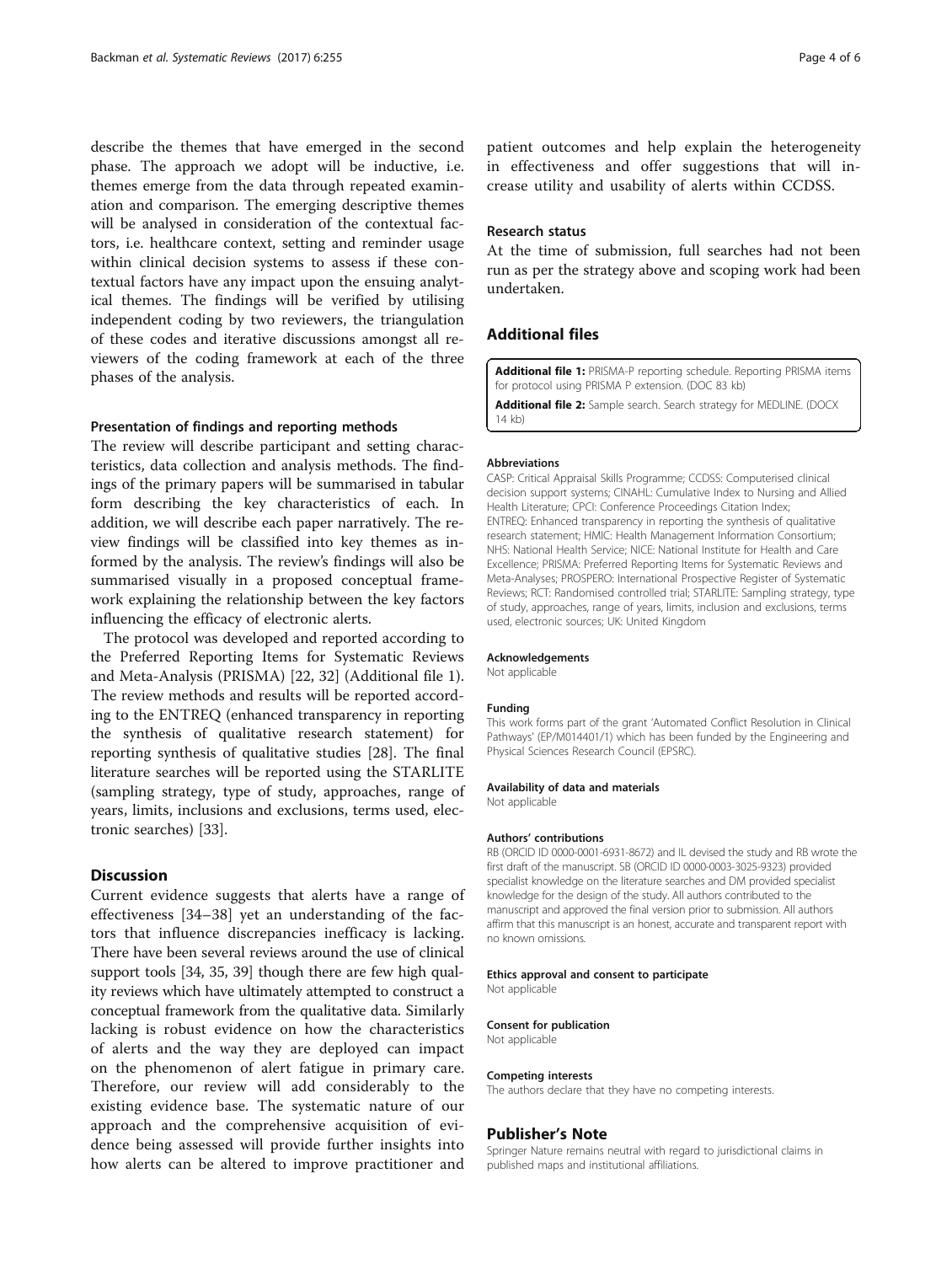describe the themes that have emerged in the second phase. The approach we adopt will be inductive, i.e. themes emerge from the data through repeated examination and comparison. The emerging descriptive themes will be analysed in consideration of the contextual factors, i.e. healthcare context, setting and reminder usage within clinical decision systems to assess if these contextual factors have any impact upon the ensuing analytical themes. The findings will be verified by utilising independent coding by two reviewers, the triangulation of these codes and iterative discussions amongst all reviewers of the coding framework at each of the three phases of the analysis.

### Presentation of findings and reporting methods

The review will describe participant and setting characteristics, data collection and analysis methods. The findings of the primary papers will be summarised in tabular form describing the key characteristics of each. In addition, we will describe each paper narratively. The review findings will be classified into key themes as informed by the analysis. The review's findings will also be summarised visually in a proposed conceptual framework explaining the relationship between the key factors influencing the efficacy of electronic alerts.

The protocol was developed and reported according to the Preferred Reporting Items for Systematic Reviews and Meta-Analysis (PRISMA) [22, 32] (Additional file 1). The review methods and results will be reported according to the ENTREQ (enhanced transparency in reporting the synthesis of qualitative research statement) for reporting synthesis of qualitative studies [28]. The final literature searches will be reported using the STARLITE (sampling strategy, type of study, approaches, range of years, limits, inclusions and exclusions, terms used, electronic searches) [33].

## Discussion

Current evidence suggests that alerts have a range of effectiveness [34–38] yet an understanding of the factors that influence discrepancies inefficacy is lacking. There have been several reviews around the use of clinical support tools [34, 35, 39] though there are few high quality reviews which have ultimately attempted to construct a conceptual framework from the qualitative data. Similarly lacking is robust evidence on how the characteristics of alerts and the way they are deployed can impact on the phenomenon of alert fatigue in primary care. Therefore, our review will add considerably to the existing evidence base. The systematic nature of our approach and the comprehensive acquisition of evidence being assessed will provide further insights into how alerts can be altered to improve practitioner and patient outcomes and help explain the heterogeneity in effectiveness and offer suggestions that will increase utility and usability of alerts within CCDSS.

### Research status

At the time of submission, full searches had not been run as per the strategy above and scoping work had been undertaken.

## Additional files

**Additional file 1:** PRISMA-P reporting schedule. Reporting PRISMA items for protocol using PRISMA P extension. (DOC 83 kb)

**Additional file 2:** Sample search. Search strategy for MEDLINE. (DOCX 14 kb)

#### Abbreviations

CASP: Critical Appraisal Skills Programme; CCDSS: Computerised clinical decision support systems; CINAHL: Cumulative Index to Nursing and Allied Health Literature; CPCI: Conference Proceedings Citation Index; ENTREQ: Enhanced transparency in reporting the synthesis of qualitative research statement; HMIC: Health Management Information Consortium; NHS: National Health Service; NICE: National Institute for Health and Care Excellence; PRISMA: Preferred Reporting Items for Systematic Reviews and Meta-Analyses; PROSPERO: International Prospective Register of Systematic Reviews; RCT: Randomised controlled trial; STARLITE: Sampling strategy, type of study, approaches, range of years, limits, inclusion and exclusions, terms used, electronic sources; UK: United Kingdom

#### Acknowledgements

Not applicable

#### Funding

This work forms part of the grant 'Automated Conflict Resolution in Clinical Pathways' (EP/M014401/1) which has been funded by the Engineering and Physical Sciences Research Council (EPSRC).

#### Availability of data and materials

Not applicable

#### Authors' contributions

RB (ORCID ID 0000-0001-6931-8672) and IL devised the study and RB wrote the first draft of the manuscript. SB (ORCID ID 0000-0003-3025-9323) provided specialist knowledge on the literature searches and DM provided specialist knowledge for the design of the study. All authors contributed to the manuscript and approved the final version prior to submission. All authors affirm that this manuscript is an honest, accurate and transparent report with no known omissions.

#### Ethics approval and consent to participate

Not applicable

#### Consent for publication

Not applicable

#### Competing interests

The authors declare that they have no competing interests.

## Publisher's Note

Springer Nature remains neutral with regard to jurisdictional claims in published maps and institutional affiliations.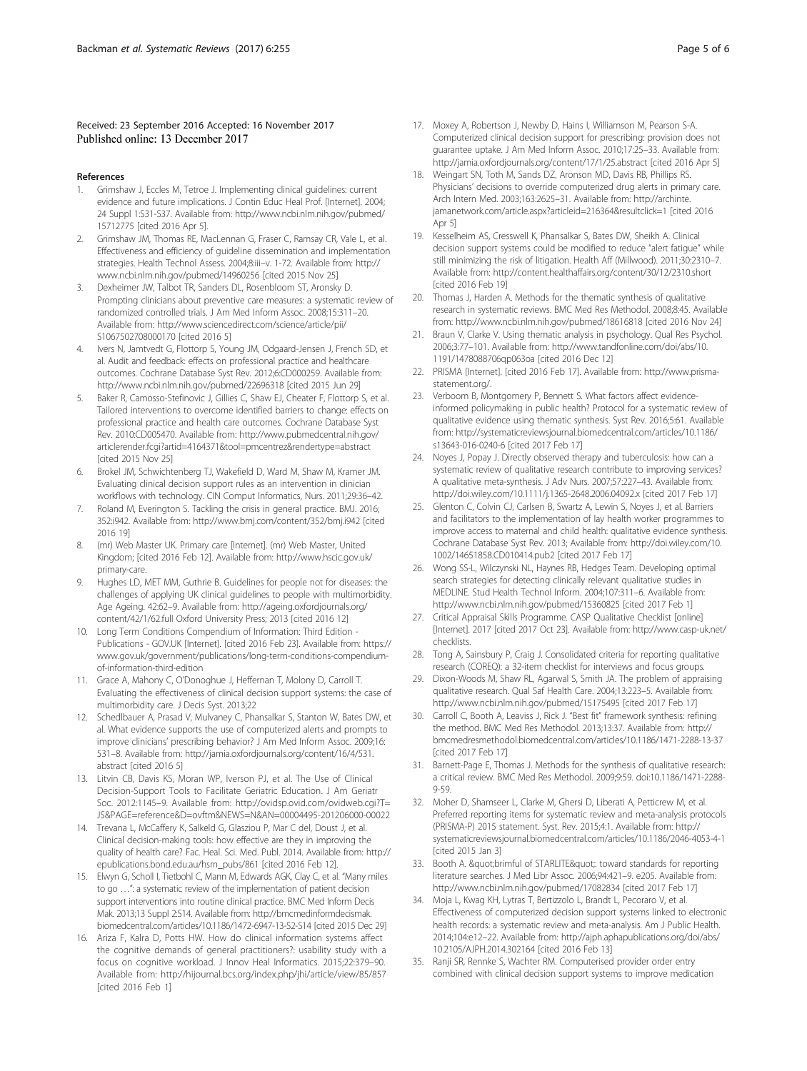Received: 23 September 2016 Accepted: 16 November 2017
Published online: 13 December 2017

## References

1. Grimshaw J, Eccles M, Tetroe J. Implementing clinical guidelines: current evidence and future implications. J Contin Educ Heal Prof. [Internet]. 2004; 24 Suppl 1:S31-S37. Available from: http://www.ncbi.nlm.nih.gov/pubmed/15712775 [cited 2016 Apr 5].
2. Grimshaw JM, Thomas RE, MacLennan G, Fraser C, Ramsay CR, Vale L, et al. Effectiveness and efficiency of guideline dissemination and implementation strategies. Health Technol Assess. 2004;8:iii–v. 1-72. Available from: http://www.ncbi.nlm.nih.gov/pubmed/14960256 [cited 2015 Nov 25]
3. Dexheimer JW, Talbot TR, Sanders DL, Rosenbloom ST, Aronsky D. Prompting clinicians about preventive care measures: a systematic review of randomized controlled trials. J Am Med Inform Assoc. 2008;15:311–20. Available from: http://www.sciencedirect.com/science/article/pii/S1067502708000170 [cited 2016 5]
4. Ivers N, Jamtvedt G, Flottorp S, Young JM, Odgaard-Jensen J, French SD, et al. Audit and feedback: effects on professional practice and healthcare outcomes. Cochrane Database Syst Rev. 2012;6:CD000259. Available from: http://www.ncbi.nlm.nih.gov/pubmed/22696318 [cited 2015 Jun 29]
5. Baker R, Camosso-Stefinovic J, Gillies C, Shaw EJ, Cheater F, Flottorp S, et al. Tailored interventions to overcome identified barriers to change: effects on professional practice and health care outcomes. Cochrane Database Syst Rev. 2010:CD005470. Available from: http://www.pubmedcentral.nih.gov/articlerender.fcgi?artid=4164371&tool=pmcentrez&rendertype=abstract [cited 2015 Nov 25]
6. Brokel JM, Schwichtenberg TJ, Wakefield D, Ward M, Shaw M, Kramer JM. Evaluating clinical decision support rules as an intervention in clinician workflows with technology. CIN Comput Informatics, Nurs. 2011;29:36–42.
7. Roland M, Everington S. Tackling the crisis in general practice. BMJ. 2016; 352:i942. Available from: http://www.bmj.com/content/352/bmj.i942 [cited 2016 19]
8. (mr) Web Master UK. Primary care [Internet]. (mr) Web Master, United Kingdom; [cited 2016 Feb 12]. Available from: http://www.hscic.gov.uk/primary-care.
9. Hughes LD, MET MM, Guthrie B. Guidelines for people not for diseases: the challenges of applying UK clinical guidelines to people with multimorbidity. Age Ageing. 42:62–9. Available from: http://ageing.oxfordjournals.org/content/42/1/62.full Oxford University Press; 2013 [cited 2016 12]
10. Long Term Conditions Compendium of Information: Third Edition - Publications - GOV.UK [Internet]. [cited 2016 Feb 23]. Available from: https://www.gov.uk/government/publications/long-term-conditions-compendium-of-information-third-edition
11. Grace A, Mahony C, O'Donoghue J, Heffernan T, Molony D, Carroll T. Evaluating the effectiveness of clinical decision support systems: the case of multimorbidity care. J Decis Syst. 2013;22
12. Schedlbauer A, Prasad V, Mulvaney C, Phansalkar S, Stanton W, Bates DW, et al. What evidence supports the use of computerized alerts and prompts to improve clinicians' prescribing behavior? J Am Med Inform Assoc. 2009;16: 531–8. Available from: http://jamia.oxfordjournals.org/content/16/4/531.abstract [cited 2016 5]
13. Litvin CB, Davis KS, Moran WP, Iverson PJ, et al. The Use of Clinical Decision-Support Tools to Facilitate Geriatric Education. J Am Geriatr Soc. 2012:1145–9. Available from: http://ovidsp.ovid.com/ovidweb.cgi?T=JS&PAGE=reference&D=ovftm&NEWS=N&AN=00004495-201206000-00022
14. Trevana L, McCaffery K, Salkeld G, Glasziou P, Mar C del, Doust J, et al. Clinical decision-making tools: how effective are they in improving the quality of health care? Fac. Heal. Sci. Med. Publ. 2014. Available from: http://epublications.bond.edu.au/hsm_pubs/861 [cited 2016 Feb 12].
15. Elwyn G, Scholl I, Tietbohl C, Mann M, Edwards AGK, Clay C, et al. "Many miles to go …": a systematic review of the implementation of patient decision support interventions into routine clinical practice. BMC Med Inform Decis Mak. 2013;13 Suppl 2:S14. Available from: http://bmcmedinformdecismak.biomedcentral.com/articles/10.1186/1472-6947-13-S2-S14 [cited 2015 Dec 29]
16. Ariza F, Kalra D, Potts HW. How do clinical information systems affect the cognitive demands of general practitioners?: usability study with a focus on cognitive workload. J Innov Heal Informatics. 2015;22:379–90. Available from: http://hijournal.bcs.org/index.php/jhi/article/view/85/857 [cited 2016 Feb 1]
17. Moxey A, Robertson J, Newby D, Hains I, Williamson M, Pearson S-A. Computerized clinical decision support for prescribing: provision does not guarantee uptake. J Am Med Inform Assoc. 2010;17:25–33. Available from: http://jamia.oxfordjournals.org/content/17/1/25.abstract [cited 2016 Apr 5]
18. Weingart SN, Toth M, Sands DZ, Aronson MD, Davis RB, Phillips RS. Physicians' decisions to override computerized drug alerts in primary care. Arch Intern Med. 2003;163:2625–31. Available from: http://archinte.jamanetwork.com/article.aspx?articleid=216364&resultclick=1 [cited 2016 Apr 5]
19. Kesselheim AS, Cresswell K, Phansalkar S, Bates DW, Sheikh A. Clinical decision support systems could be modified to reduce "alert fatigue" while still minimizing the risk of litigation. Health Aff (Millwood). 2011;30:2310–7. Available from: http://content.healthaffairs.org/content/30/12/2310.short [cited 2016 Feb 19]
20. Thomas J, Harden A. Methods for the thematic synthesis of qualitative research in systematic reviews. BMC Med Res Methodol. 2008;8:45. Available from: http://www.ncbi.nlm.nih.gov/pubmed/18616818 [cited 2016 Nov 24]
21. Braun V, Clarke V. Using thematic analysis in psychology. Qual Res Psychol. 2006;3:77–101. Available from: http://www.tandfonline.com/doi/abs/10.1191/1478088706qp063oa [cited 2016 Dec 12]
22. PRISMA [Internet]. [cited 2016 Feb 17]. Available from: http://www.prisma-statement.org/.
23. Verboom B, Montgomery P, Bennett S. What factors affect evidence-informed policymaking in public health? Protocol for a systematic review of qualitative evidence using thematic synthesis. Syst Rev. 2016;5:61. Available from: http://systematicreviewsjournal.biomedcentral.com/articles/10.1186/s13643-016-0240-6 [cited 2017 Feb 17]
24. Noyes J, Popay J. Directly observed therapy and tuberculosis: how can a systematic review of qualitative research contribute to improving services? A qualitative meta-synthesis. J Adv Nurs. 2007;57:227–43. Available from: http://doi.wiley.com/10.1111/j.1365-2648.2006.04092.x [cited 2017 Feb 17]
25. Glenton C, Colvin CJ, Carlsen B, Swartz A, Lewin S, Noyes J, et al. Barriers and facilitators to the implementation of lay health worker programmes to improve access to maternal and child health: qualitative evidence synthesis. Cochrane Database Syst Rev. 2013; Available from: http://doi.wiley.com/10.1002/14651858.CD010414.pub2 [cited 2017 Feb 17]
26. Wong SS-L, Wilczynski NL, Haynes RB, Hedges Team. Developing optimal search strategies for detecting clinically relevant qualitative studies in MEDLINE. Stud Health Technol Inform. 2004;107:311–6. Available from: http://www.ncbi.nlm.nih.gov/pubmed/15360825 [cited 2017 Feb 17]
27. Critical Appraisal Skills Programme. CASP Qualitative Checklist [online] [Internet]. 2017 [cited 2017 Oct 23]. Available from: http://www.casp-uk.net/checklists.
28. Tong A, Sainsbury P, Craig J. Consolidated criteria for reporting qualitative research (COREQ): a 32-item checklist for interviews and focus groups.
29. Dixon-Woods M, Shaw RL, Agarwal S, Smith JA. The problem of appraising qualitative research. Qual Saf Health Care. 2004;13:223–5. Available from: http://www.ncbi.nlm.nih.gov/pubmed/15175495 [cited 2017 Feb 17]
30. Carroll C, Booth A, Leaviss J, Rick J. "Best fit" framework synthesis: refining the method. BMC Med Res Methodol. 2013;13:37. Available from: http://bmcmedresmethodol.biomedcentral.com/articles/10.1186/1471-2288-13-37 [cited 2017 Feb 17]
31. Barnett-Page E, Thomas J. Methods for the synthesis of qualitative research: a critical review. BMC Med Res Methodol. 2009;9:59. doi:10.1186/1471-2288-9-59.
32. Moher D, Shamseer L, Clarke M, Ghersi D, Liberati A, Petticrew M, et al. Preferred reporting items for systematic review and meta-analysis protocols (PRISMA-P) 2015 statement. Syst. Rev. 2015;4:1. Available from: http://systematicreviewsjournal.biomedcentral.com/articles/10.1186/2046-4053-4-1 [cited 2015 Jan 3]
33. Booth A. &quot;brimful of STARLITE&quot;: toward standards for reporting literature searches. J Med Libr Assoc. 2006;94:421–9. e205. Available from: http://www.ncbi.nlm.nih.gov/pubmed/17082834 [cited 2017 Feb 17]
34. Moja L, Kwag KH, Lytras T, Bertizzolo L, Brandt L, Pecoraro V, et al. Effectiveness of computerized decision support systems linked to electronic health records: a systematic review and meta-analysis. Am J Public Health. 2014;104:e12–22. Available from: http://ajph.aphapublications.org/doi/abs/10.2105/AJPH.2014.302164 [cited 2016 Feb 13]
35. Ranji SR, Rennke S, Wachter RM. Computerised provider order entry combined with clinical decision support systems to improve medication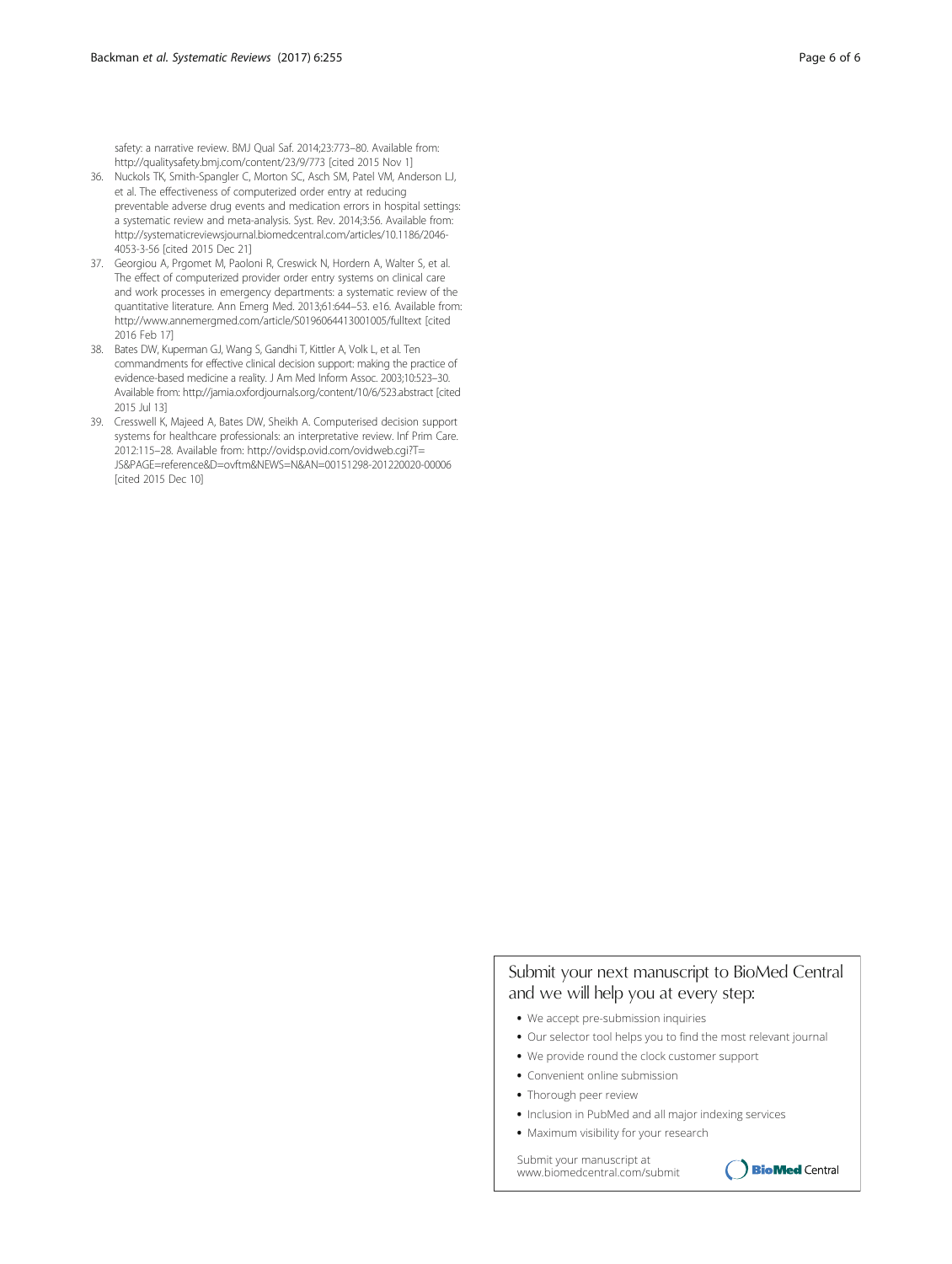safety: a narrative review. BMJ Qual Saf. 2014;23:773–80. Available from: http://qualitysafety.bmj.com/content/23/9/773 [cited 2015 Nov 1]

36. Nuckols TK, Smith-Spangler C, Morton SC, Asch SM, Patel VM, Anderson LJ, et al. The effectiveness of computerized order entry at reducing preventable adverse drug events and medication errors in hospital settings: a systematic review and meta-analysis. Syst. Rev. 2014;3:56. Available from: http://systematicreviewsjournal.biomedcentral.com/articles/10.1186/2046-4053-3-56 [cited 2015 Dec 21]
37. Georgiou A, Prgomet M, Paoloni R, Creswick N, Hordern A, Walter S, et al. The effect of computerized provider order entry systems on clinical care and work processes in emergency departments: a systematic review of the quantitative literature. Ann Emerg Med. 2013;61:644–53. e16. Available from: http://www.annemergmed.com/article/S0196064413001005/fulltext [cited 2016 Feb 17]
38. Bates DW, Kuperman GJ, Wang S, Gandhi T, Kittler A, Volk L, et al. Ten commandments for effective clinical decision support: making the practice of evidence-based medicine a reality. J Am Med Inform Assoc. 2003;10:523–30. Available from: http://jamia.oxfordjournals.org/content/10/6/523.abstract [cited 2015 Jul 13]
39. Cresswell K, Majeed A, Bates DW, Sheikh A. Computerised decision support systems for healthcare professionals: an interpretative review. Inf Prim Care. 2012:115–28. Available from: http://ovidsp.ovid.com/ovidweb.cgi?T=JS&PAGE=reference&D=ovftm&NEWS=N&AN=00151298-201220020-00006 [cited 2015 Dec 10]

Submit your next manuscript to BioMed Central and we will help you at every step:

- We accept pre-submission inquiries
- Our selector tool helps you to find the most relevant journal
- We provide round the clock customer support
- Convenient online submission
- Thorough peer review
- Inclusion in PubMed and all major indexing services
- Maximum visibility for your research

Submit your manuscript at www.biomedcentral.com/submit

BioMed Central